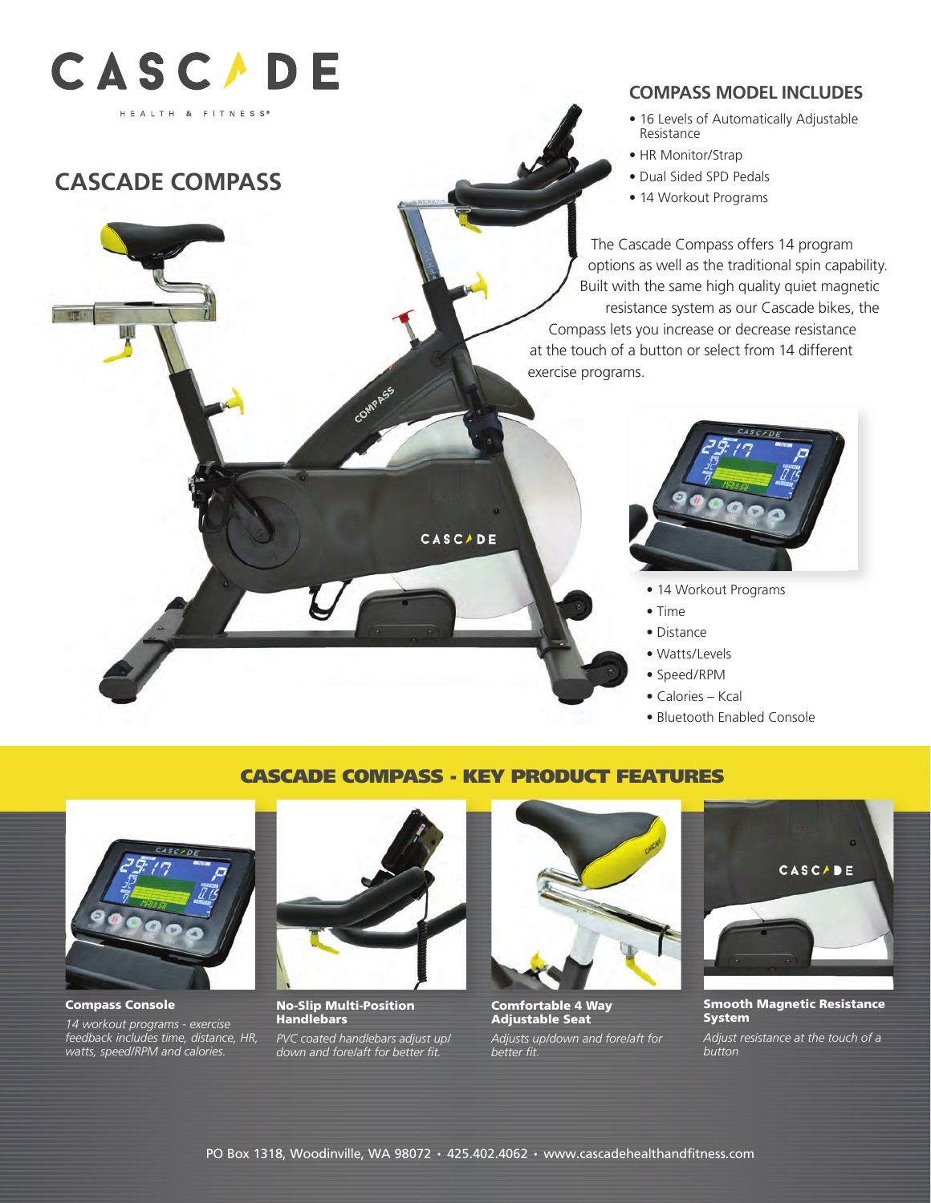CASCADE

HEALTH & FITNESS®

# CASCADE COMPASS

## COMPASS MODEL INCLUDES

- 16 Levels of Automatically Adjustable Resistance
- HR Monitor/Strap
- Dual Sided SPD Pedals
- 14 Workout Programs

The Cascade Compass offers 14 program options as well as the traditional spin capability. Built with the same high quality quiet magnetic resistance system as our Cascade bikes, the Compass lets you increase or decrease resistance at the touch of a button or select from 14 different exercise programs.

- 14 Workout Programs
- Time
- Distance
- Watts/Levels
- Speed/RPM
- Calories – Kcal
- Bluetooth Enabled Console

## CASCADE COMPASS - KEY PRODUCT FEATURES

**Compass Console**

*14 workout programs - exercise feedback includes time, distance, HR, watts, speed/RPM and calories.*

**No-Slip Multi-Position Handlebars**

*PVC coated handlebars adjust up/down and fore/aft for better fit.*

**Comfortable 4 Way Adjustable Seat**

*Adjusts up/down and fore/aft for better fit.*

**Smooth Magnetic Resistance System**

*Adjust resistance at the touch of a button*

PO Box 1318, Woodinville, WA 98072 • 425.402.4062 • www.cascadehealthandfitness.com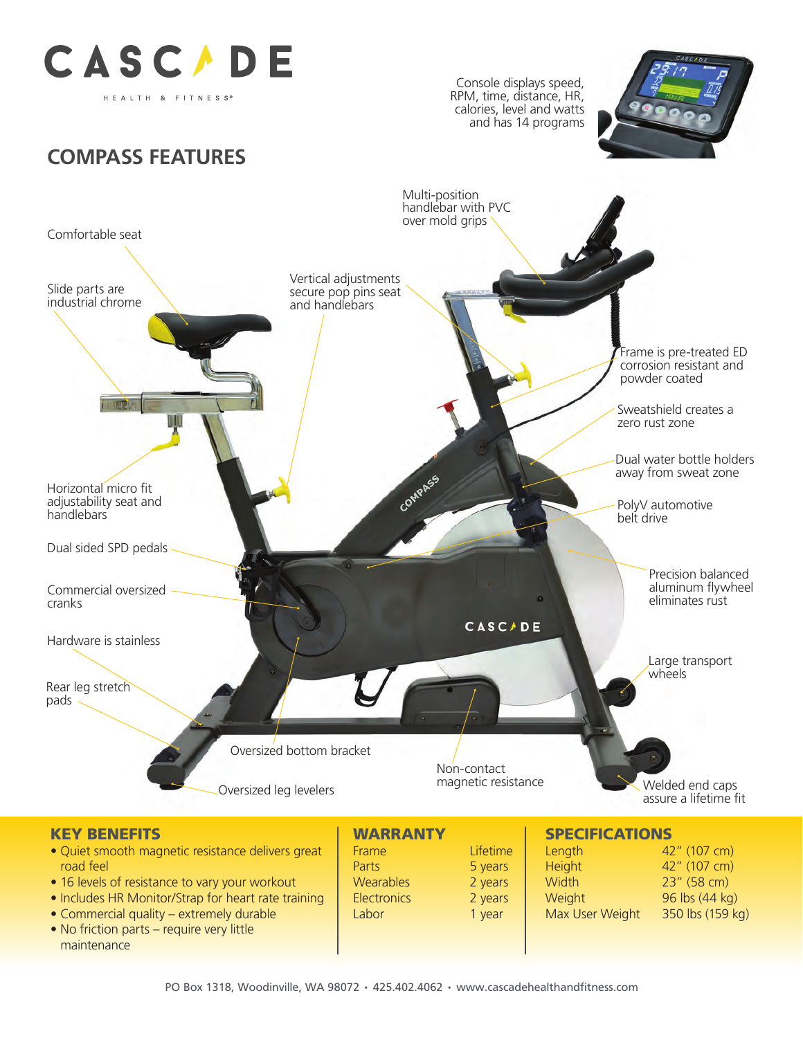CASCADE

HEALTH & FITNESS®

Console displays speed, RPM, time, distance, HR, calories, level and watts and has 14 programs

## COMPASS FEATURES

Multi-position handlebar with PVC over mold grips

Comfortable seat

Slide parts are industrial chrome

Vertical adjustments secure pop pins seat and handlebars

Frame is pre-treated ED corrosion resistant and powder coated

Sweatshield creates a zero rust zone

Dual water bottle holders away from sweat zone

PolyV automotive belt drive

Horizontal micro fit adjustability seat and handlebars

Dual sided SPD pedals

Commercial oversized cranks

Precision balanced aluminum flywheel eliminates rust

Hardware is stainless

Large transport wheels

Rear leg stretch pads

Oversized bottom bracket

Non-contact magnetic resistance

Oversized leg levelers

Welded end caps assure a lifetime fit

### KEY BENEFITS

- Quiet smooth magnetic resistance delivers great road feel
- 16 levels of resistance to vary your workout
- Includes HR Monitor/Strap for heart rate training
- Commercial quality – extremely durable
- No friction parts – require very little maintenance

### WARRANTY

| | |
|---|---|
| Frame | Lifetime |
| Parts | 5 years |
| Wearables | 2 years |
| Electronics | 2 years |
| Labor | 1 year |

### SPECIFICATIONS

| | |
|---|---|
| Length | 42" (107 cm) |
| Height | 42" (107 cm) |
| Width | 23" (58 cm) |
| Weight | 96 lbs (44 kg) |
| Max User Weight | 350 lbs (159 kg) |

PO Box 1318, Woodinville, WA 98072 • 425.402.4062 • www.cascadehealthandfitness.com